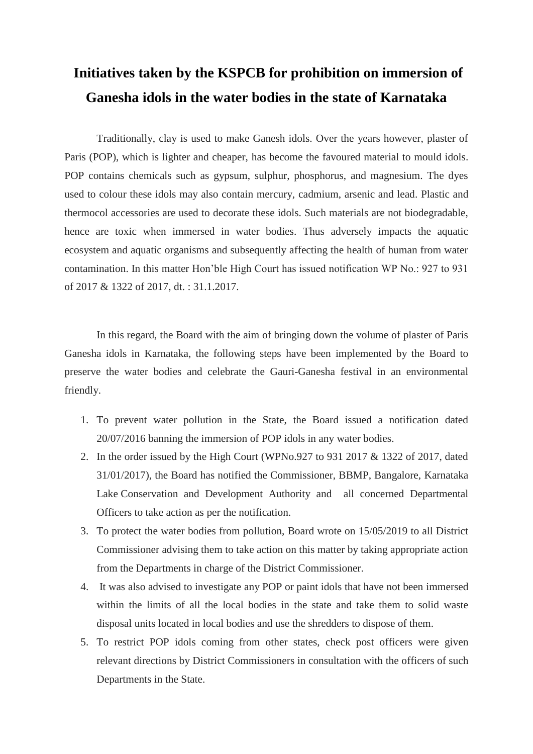# Initiatives taken by the KSPCB for prohibition on immersion of Ganesha idols in the water bodies in the state of Karnataka

Traditionally, clay is used to make Ganesh idols. Over the years however, plaster of Paris (POP), which is lighter and cheaper, has become the favoured material to mould idols. POP contains chemicals such as gypsum, sulphur, phosphorus, and magnesium. The dyes used to colour these idols may also contain mercury, cadmium, arsenic and lead. Plastic and thermocol accessories are used to decorate these idols. Such materials are not biodegradable, hence are toxic when immersed in water bodies. Thus adversely impacts the aquatic ecosystem and aquatic organisms and subsequently affecting the health of human from water contamination. In this matter Hon'ble High Court has issued notification WP No.: 927 to 931 of 2017 & 1322 of 2017, dt. : 31.1.2017.

In this regard, the Board with the aim of bringing down the volume of plaster of Paris Ganesha idols in Karnataka, the following steps have been implemented by the Board to preserve the water bodies and celebrate the Gauri-Ganesha festival in an environmental friendly.

1. To prevent water pollution in the State, the Board issued a notification dated 20/07/2016 banning the immersion of POP idols in any water bodies.
2. In the order issued by the High Court (WPNo.927 to 931 2017 & 1322 of 2017, dated 31/01/2017), the Board has notified the Commissioner, BBMP, Bangalore, Karnataka Lake Conservation and Development Authority and all concerned Departmental Officers to take action as per the notification.
3. To protect the water bodies from pollution, Board wrote on 15/05/2019 to all District Commissioner advising them to take action on this matter by taking appropriate action from the Departments in charge of the District Commissioner.
4. It was also advised to investigate any POP or paint idols that have not been immersed within the limits of all the local bodies in the state and take them to solid waste disposal units located in local bodies and use the shredders to dispose of them.
5. To restrict POP idols coming from other states, check post officers were given relevant directions by District Commissioners in consultation with the officers of such Departments in the State.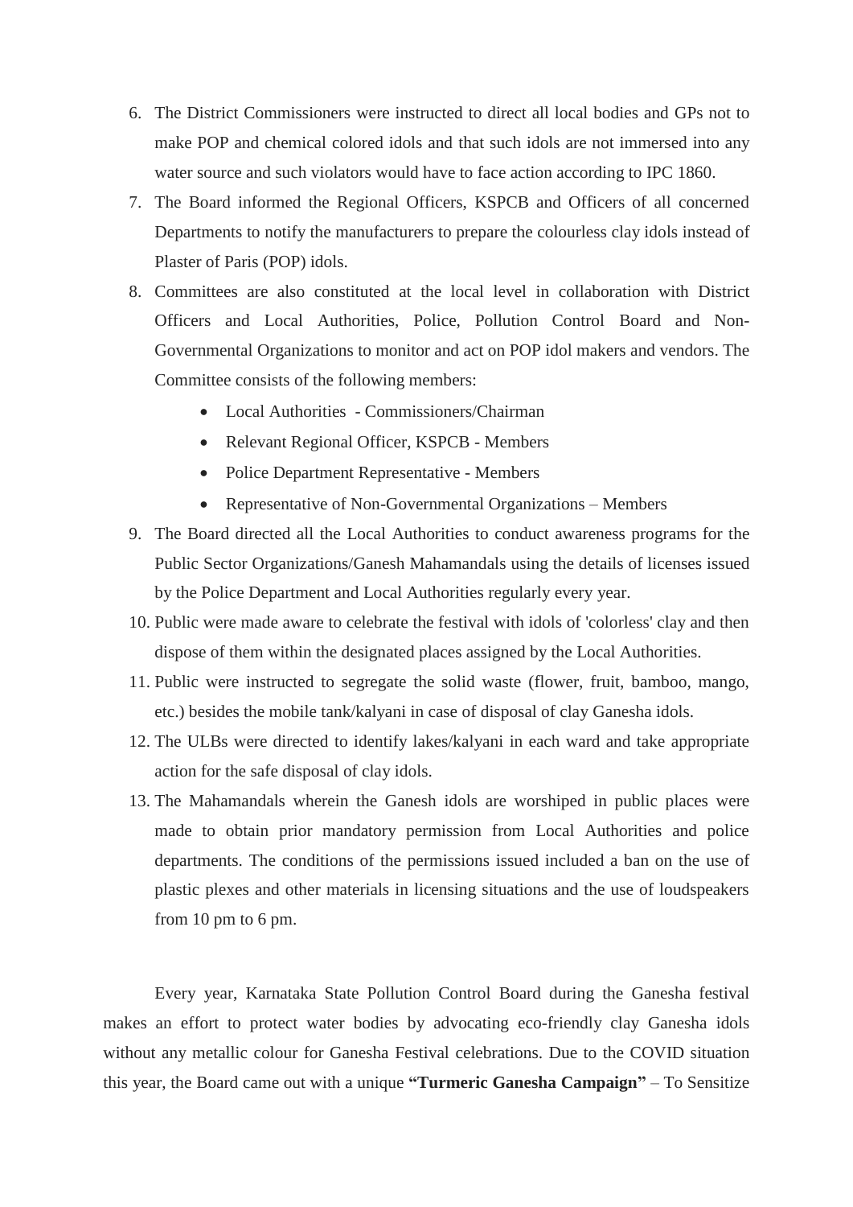6. The District Commissioners were instructed to direct all local bodies and GPs not to make POP and chemical colored idols and that such idols are not immersed into any water source and such violators would have to face action according to IPC 1860.
7. The Board informed the Regional Officers, KSPCB and Officers of all concerned Departments to notify the manufacturers to prepare the colourless clay idols instead of Plaster of Paris (POP) idols.
8. Committees are also constituted at the local level in collaboration with District Officers and Local Authorities, Police, Pollution Control Board and Non-Governmental Organizations to monitor and act on POP idol makers and vendors. The Committee consists of the following members:
   - Local Authorities - Commissioners/Chairman
   - Relevant Regional Officer, KSPCB - Members
   - Police Department Representative - Members
   - Representative of Non-Governmental Organizations – Members
9. The Board directed all the Local Authorities to conduct awareness programs for the Public Sector Organizations/Ganesh Mahamandals using the details of licenses issued by the Police Department and Local Authorities regularly every year.
10. Public were made aware to celebrate the festival with idols of 'colorless' clay and then dispose of them within the designated places assigned by the Local Authorities.
11. Public were instructed to segregate the solid waste (flower, fruit, bamboo, mango, etc.) besides the mobile tank/kalyani in case of disposal of clay Ganesha idols.
12. The ULBs were directed to identify lakes/kalyani in each ward and take appropriate action for the safe disposal of clay idols.
13. The Mahamandals wherein the Ganesh idols are worshiped in public places were made to obtain prior mandatory permission from Local Authorities and police departments. The conditions of the permissions issued included a ban on the use of plastic plexes and other materials in licensing situations and the use of loudspeakers from 10 pm to 6 pm.

Every year, Karnataka State Pollution Control Board during the Ganesha festival makes an effort to protect water bodies by advocating eco-friendly clay Ganesha idols without any metallic colour for Ganesha Festival celebrations. Due to the COVID situation this year, the Board came out with a unique **"Turmeric Ganesha Campaign"** – To Sensitize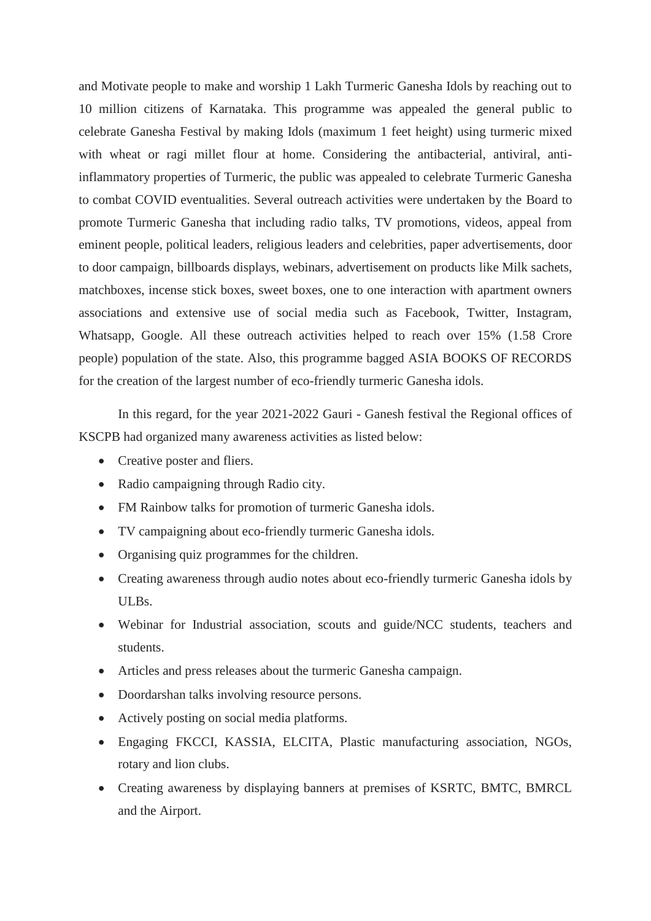and Motivate people to make and worship 1 Lakh Turmeric Ganesha Idols by reaching out to 10 million citizens of Karnataka. This programme was appealed the general public to celebrate Ganesha Festival by making Idols (maximum 1 feet height) using turmeric mixed with wheat or ragi millet flour at home. Considering the antibacterial, antiviral, anti-inflammatory properties of Turmeric, the public was appealed to celebrate Turmeric Ganesha to combat COVID eventualities. Several outreach activities were undertaken by the Board to promote Turmeric Ganesha that including radio talks, TV promotions, videos, appeal from eminent people, political leaders, religious leaders and celebrities, paper advertisements, door to door campaign, billboards displays, webinars, advertisement on products like Milk sachets, matchboxes, incense stick boxes, sweet boxes, one to one interaction with apartment owners associations and extensive use of social media such as Facebook, Twitter, Instagram, Whatsapp, Google. All these outreach activities helped to reach over 15% (1.58 Crore people) population of the state. Also, this programme bagged ASIA BOOKS OF RECORDS for the creation of the largest number of eco-friendly turmeric Ganesha idols.

In this regard, for the year 2021-2022 Gauri - Ganesh festival the Regional offices of KSCPB had organized many awareness activities as listed below:

- Creative poster and fliers.
- Radio campaigning through Radio city.
- FM Rainbow talks for promotion of turmeric Ganesha idols.
- TV campaigning about eco-friendly turmeric Ganesha idols.
- Organising quiz programmes for the children.
- Creating awareness through audio notes about eco-friendly turmeric Ganesha idols by ULBs.
- Webinar for Industrial association, scouts and guide/NCC students, teachers and students.
- Articles and press releases about the turmeric Ganesha campaign.
- Doordarshan talks involving resource persons.
- Actively posting on social media platforms.
- Engaging FKCCI, KASSIA, ELCITA, Plastic manufacturing association, NGOs, rotary and lion clubs.
- Creating awareness by displaying banners at premises of KSRTC, BMTC, BMRCL and the Airport.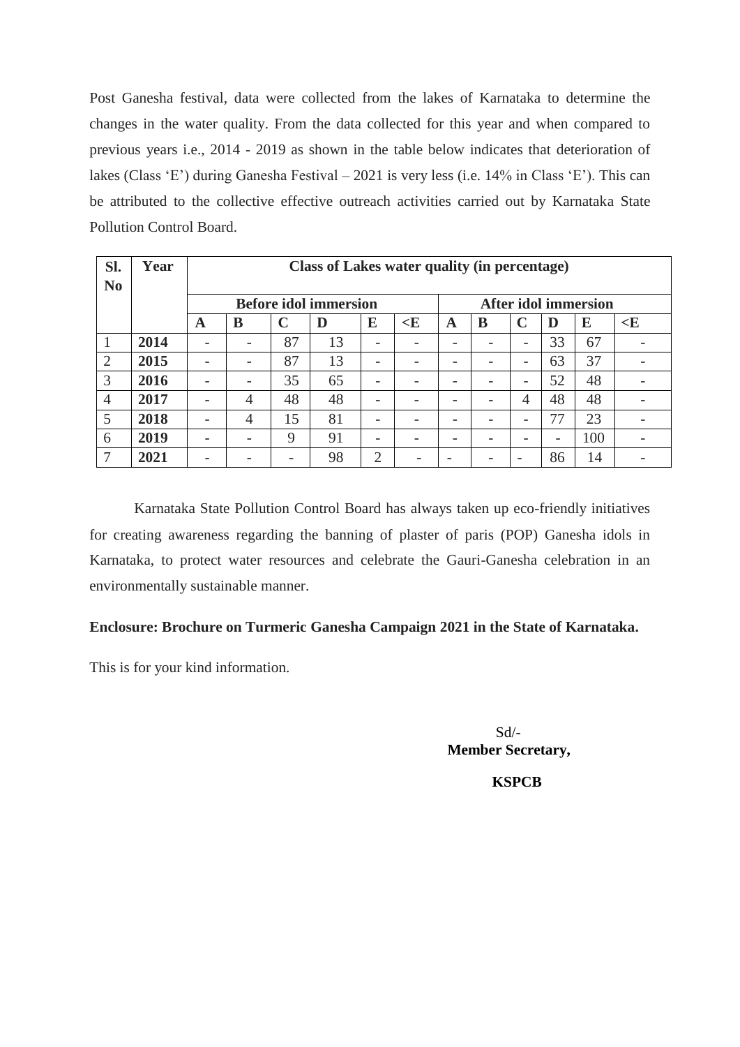Post Ganesha festival, data were collected from the lakes of Karnataka to determine the changes in the water quality. From the data collected for this year and when compared to previous years i.e., 2014 - 2019 as shown in the table below indicates that deterioration of lakes (Class 'E') during Ganesha Festival – 2021 is very less (i.e. 14% in Class 'E'). This can be attributed to the collective effective outreach activities carried out by Karnataka State Pollution Control Board.

| Sl. No | Year | Class of Lakes water quality (in percentage) | | | | | | | | | | | |
|---|---|---|---|---|---|---|---|---|---|---|---|---|---|
| | | Before idol immersion | | | | | | After idol immersion | | | | | |
| | | A | B | C | D | E | <E | A | B | C | D | E | <E |
| 1 | **2014** | - | - | 87 | 13 | - | - | - | - | - | 33 | 67 | - |
| 2 | **2015** | - | - | 87 | 13 | - | - | - | - | - | 63 | 37 | - |
| 3 | **2016** | - | - | 35 | 65 | - | - | - | - | - | 52 | 48 | - |
| 4 | **2017** | - | 4 | 48 | 48 | - | - | - | - | 4 | 48 | 48 | - |
| 5 | **2018** | - | 4 | 15 | 81 | - | - | - | - | - | 77 | 23 | - |
| 6 | **2019** | - | - | 9 | 91 | - | - | - | - | - | - | 100 | - |
| 7 | **2021** | - | - | - | 98 | 2 | - | - | - | - | 86 | 14 | - |

Karnataka State Pollution Control Board has always taken up eco-friendly initiatives for creating awareness regarding the banning of plaster of paris (POP) Ganesha idols in Karnataka, to protect water resources and celebrate the Gauri-Ganesha celebration in an environmentally sustainable manner.

**Enclosure: Brochure on Turmeric Ganesha Campaign 2021 in the State of Karnataka.**

This is for your kind information.

Sd/-
**Member Secretary,**

**KSPCB**